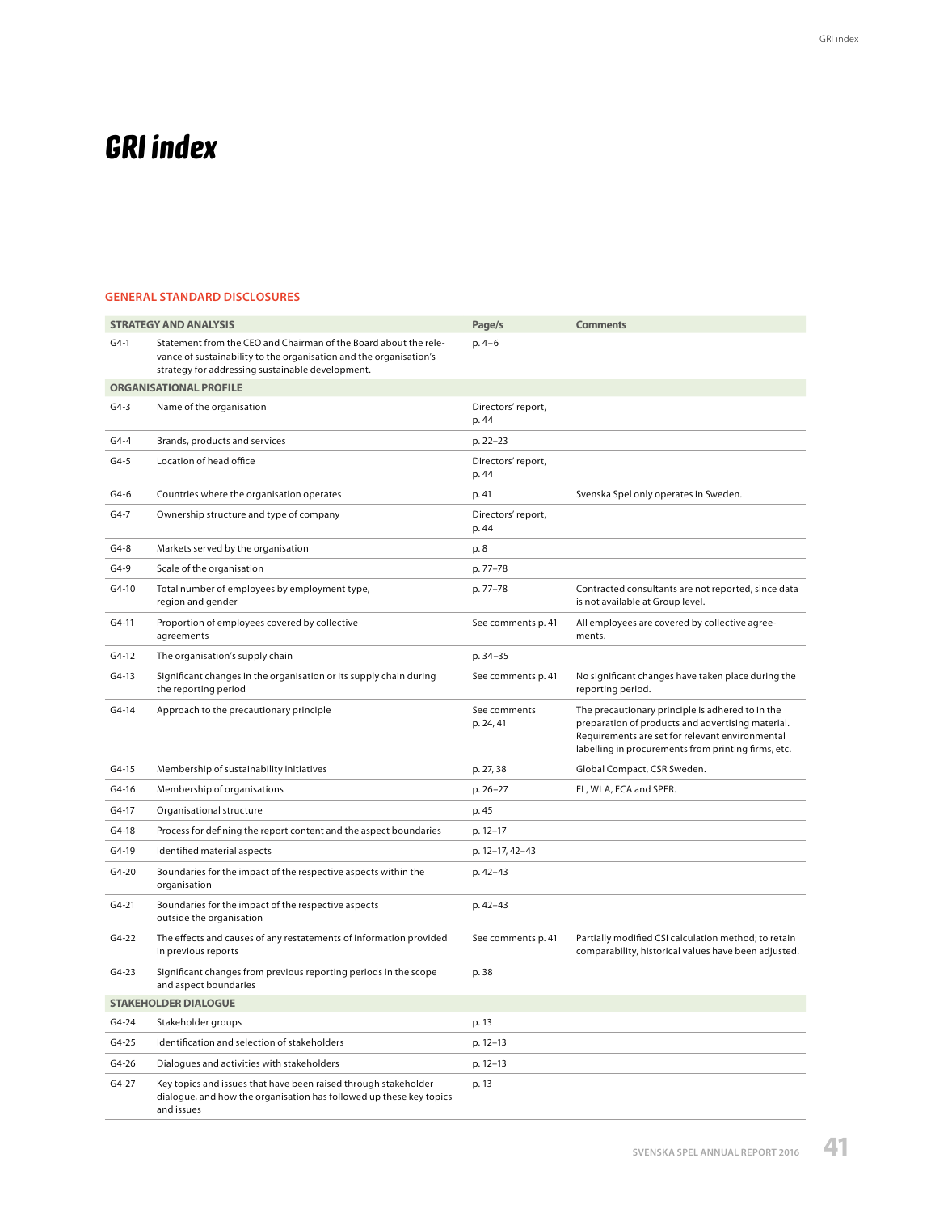# GRI index

## GENERAL STANDARD DISCLOSURES

| STRATEGY AND ANALYSIS | | Page/s | Comments |
|---|---|---|---|
| G4-1 | Statement from the CEO and Chairman of the Board about the relevance of sustainability to the organisation and the organisation's strategy for addressing sustainable development. | p. 4–6 | |
| **ORGANISATIONAL PROFILE** | | | |
| G4-3 | Name of the organisation | Directors' report, p. 44 | |
| G4-4 | Brands, products and services | p. 22–23 | |
| G4-5 | Location of head office | Directors' report, p. 44 | |
| G4-6 | Countries where the organisation operates | p. 41 | Svenska Spel only operates in Sweden. |
| G4-7 | Ownership structure and type of company | Directors' report, p. 44 | |
| G4-8 | Markets served by the organisation | p. 8 | |
| G4-9 | Scale of the organisation | p. 77–78 | |
| G4-10 | Total number of employees by employment type, region and gender | p. 77–78 | Contracted consultants are not reported, since data is not available at Group level. |
| G4-11 | Proportion of employees covered by collective agreements | See comments p. 41 | All employees are covered by collective agreements. |
| G4-12 | The organisation's supply chain | p. 34–35 | |
| G4-13 | Significant changes in the organisation or its supply chain during the reporting period | See comments p. 41 | No significant changes have taken place during the reporting period. |
| G4-14 | Approach to the precautionary principle | See comments p. 24, 41 | The precautionary principle is adhered to in the preparation of products and advertising material. Requirements are set for relevant environmental labelling in procurements from printing firms, etc. |
| G4-15 | Membership of sustainability initiatives | p. 27, 38 | Global Compact, CSR Sweden. |
| G4-16 | Membership of organisations | p. 26–27 | EL, WLA, ECA and SPER. |
| G4-17 | Organisational structure | p. 45 | |
| G4-18 | Process for defining the report content and the aspect boundaries | p. 12–17 | |
| G4-19 | Identified material aspects | p. 12–17, 42–43 | |
| G4-20 | Boundaries for the impact of the respective aspects within the organisation | p. 42–43 | |
| G4-21 | Boundaries for the impact of the respective aspects outside the organisation | p. 42–43 | |
| G4-22 | The effects and causes of any restatements of information provided in previous reports | See comments p. 41 | Partially modified CSI calculation method; to retain comparability, historical values have been adjusted. |
| G4-23 | Significant changes from previous reporting periods in the scope and aspect boundaries | p. 38 | |
| **STAKEHOLDER DIALOGUE** | | | |
| G4-24 | Stakeholder groups | p. 13 | |
| G4-25 | Identification and selection of stakeholders | p. 12–13 | |
| G4-26 | Dialogues and activities with stakeholders | p. 12–13 | |
| G4-27 | Key topics and issues that have been raised through stakeholder dialogue, and how the organisation has followed up these key topics and issues | p. 13 | |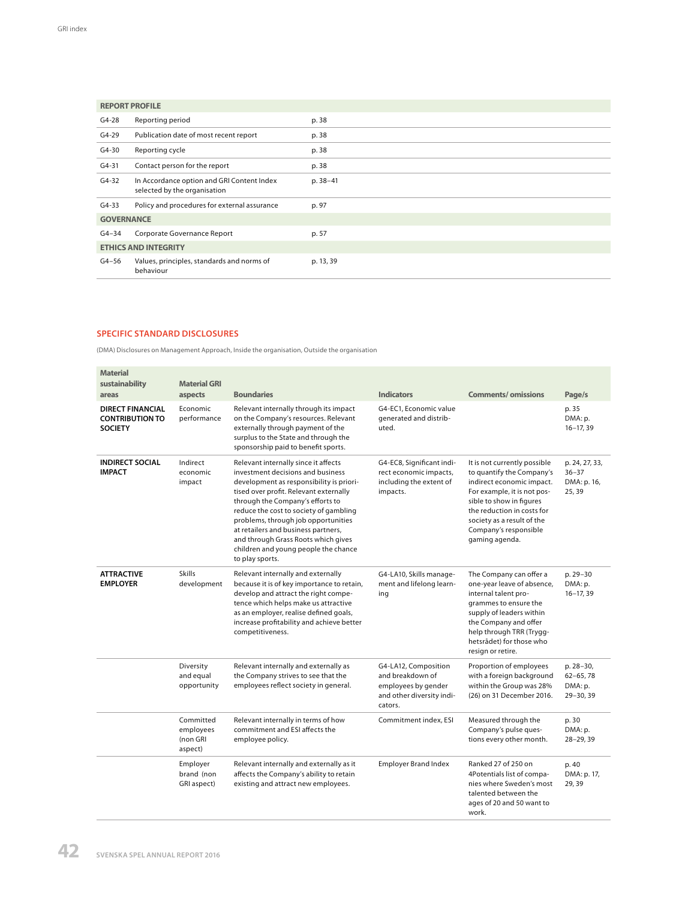| REPORT PROFILE | | |
|---|---|---|
| G4-28 | Reporting period | p. 38 |
| G4-29 | Publication date of most recent report | p. 38 |
| G4-30 | Reporting cycle | p. 38 |
| G4-31 | Contact person for the report | p. 38 |
| G4-32 | In Accordance option and GRI Content Index selected by the organisation | p. 38–41 |
| G4-33 | Policy and procedures for external assurance | p. 97 |
| **GOVERNANCE** | | |
| G4–34 | Corporate Governance Report | p. 57 |
| **ETHICS AND INTEGRITY** | | |
| G4–56 | Values, principles, standards and norms of behaviour | p. 13, 39 |

## SPECIFIC STANDARD DISCLOSURES

(DMA) Disclosures on Management Approach, Inside the organisation, Outside the organisation

| Material sustainability areas | Material GRI aspects | Boundaries | Indicators | Comments/ omissions | Page/s |
|---|---|---|---|---|---|
| **DIRECT FINANCIAL CONTRIBUTION TO SOCIETY** | Economic performance | Relevant internally through its impact on the Company's resources. Relevant externally through payment of the surplus to the State and through the sponsorship paid to benefit sports. | G4-EC1, Economic value generated and distributed. | | p. 35 DMA: p. 16–17, 39 |
| **INDIRECT SOCIAL IMPACT** | Indirect economic impact | Relevant internally since it affects investment decisions and business development as responsibility is prioritised over profit. Relevant externally through the Company's efforts to reduce the cost to society of gambling problems, through job opportunities at retailers and business partners, and through Grass Roots which gives children and young people the chance to play sports. | G4-EC8, Significant indirect economic impacts, including the extent of impacts. | It is not currently possible to quantify the Company's indirect economic impact. For example, it is not possible to show in figures the reduction in costs for society as a result of the Company's responsible gaming agenda. | p. 24, 27, 33, 36–37 DMA: p. 16, 25, 39 |
| **ATTRACTIVE EMPLOYER** | Skills development | Relevant internally and externally because it is of key importance to retain, develop and attract the right competence which helps make us attractive as an employer, realise defined goals, increase profitability and achieve better competitiveness. | G4-LA10, Skills management and lifelong learning | The Company can offer a one-year leave of absence, internal talent programmes to ensure the supply of leaders within the Company and offer help through TRR (Trygghetsrådet) for those who resign or retire. | p. 29–30 DMA: p. 16–17, 39 |
| | Diversity and equal opportunity | Relevant internally and externally as the Company strives to see that the employees reflect society in general. | G4-LA12, Composition and breakdown of employees by gender and other diversity indicators. | Proportion of employees with a foreign background within the Group was 28% (26) on 31 December 2016. | p. 28–30, 62–65, 78 DMA: p. 29–30, 39 |
| | Committed employees (non GRI aspect) | Relevant internally in terms of how commitment and ESI affects the employee policy. | Commitment index, ESI | Measured through the Company's pulse questions every other month. | p. 30 DMA: p. 28–29, 39 |
| | Employer brand (non GRI aspect) | Relevant internally and externally as it affects the Company's ability to retain existing and attract new employees. | Employer Brand Index | Ranked 27 of 250 on 4Potentials list of companies where Sweden's most talented between the ages of 20 and 50 want to work. | p. 40 DMA: p. 17, 29, 39 |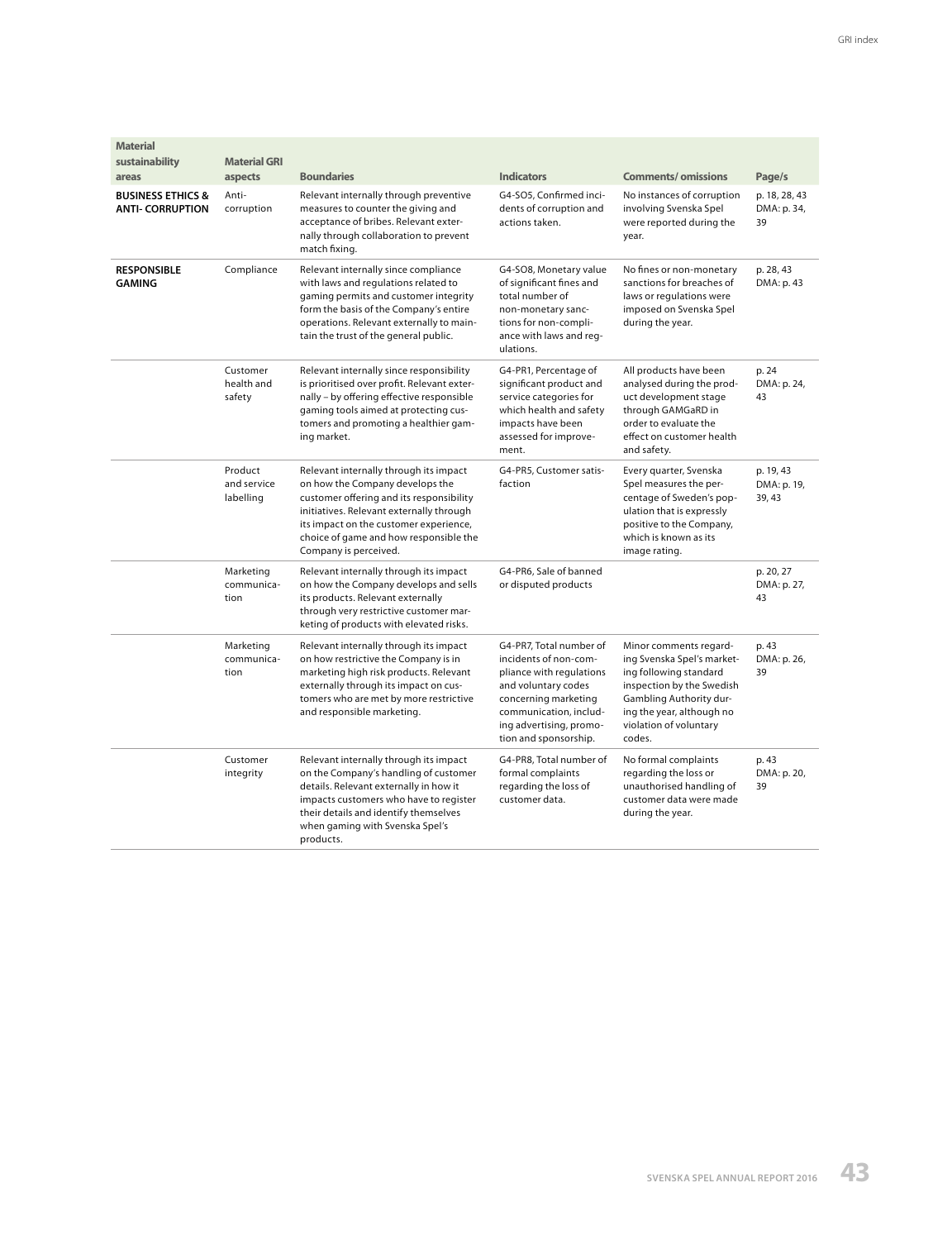| Material sustainability areas | Material GRI aspects | Boundaries | Indicators | Comments/ omissions | Page/s |
|---|---|---|---|---|---|
| **BUSINESS ETHICS & ANTI- CORRUPTION** | Anti-corruption | Relevant internally through preventive measures to counter the giving and acceptance of bribes. Relevant externally through collaboration to prevent match fixing. | G4-SO5, Confirmed incidents of corruption and actions taken. | No instances of corruption involving Svenska Spel were reported during the year. | p. 18, 28, 43 DMA: p. 34, 39 |
| **RESPONSIBLE GAMING** | Compliance | Relevant internally since compliance with laws and regulations related to gaming permits and customer integrity form the basis of the Company's entire operations. Relevant externally to maintain the trust of the general public. | G4-SO8, Monetary value of significant fines and total number of non-monetary sanctions for non-compliance with laws and regulations. | No fines or non-monetary sanctions for breaches of laws or regulations were imposed on Svenska Spel during the year. | p. 28, 43 DMA: p. 43 |
| | Customer health and safety | Relevant internally since responsibility is prioritised over profit. Relevant externally – by offering effective responsible gaming tools aimed at protecting customers and promoting a healthier gaming market. | G4-PR1, Percentage of significant product and service categories for which health and safety impacts have been assessed for improvement. | All products have been analysed during the product development stage through GAMGaRD in order to evaluate the effect on customer health and safety. | p. 24 DMA: p. 24, 43 |
| | Product and service labelling | Relevant internally through its impact on how the Company develops the customer offering and its responsibility initiatives. Relevant externally through its impact on the customer experience, choice of game and how responsible the Company is perceived. | G4-PR5, Customer satisfaction | Every quarter, Svenska Spel measures the percentage of Sweden's population that is expressly positive to the Company, which is known as its image rating. | p. 19, 43 DMA: p. 19, 39, 43 |
| | Marketing communication | Relevant internally through its impact on how the Company develops and sells its products. Relevant externally through very restrictive customer marketing of products with elevated risks. | G4-PR6, Sale of banned or disputed products | | p. 20, 27 DMA: p. 27, 43 |
| | Marketing communication | Relevant internally through its impact on how restrictive the Company is in marketing high risk products. Relevant externally through its impact on customers who are met by more restrictive and responsible marketing. | G4-PR7, Total number of incidents of non-compliance with regulations and voluntary codes concerning marketing communication, including advertising, promotion and sponsorship. | Minor comments regarding Svenska Spel's marketing following standard inspection by the Swedish Gambling Authority during the year, although no violation of voluntary codes. | p. 43 DMA: p. 26, 39 |
| | Customer integrity | Relevant internally through its impact on the Company's handling of customer details. Relevant externally in how it impacts customers who have to register their details and identify themselves when gaming with Svenska Spel's products. | G4-PR8, Total number of formal complaints regarding the loss of customer data. | No formal complaints regarding the loss or unauthorised handling of customer data were made during the year. | p. 43 DMA: p. 20, 39 |